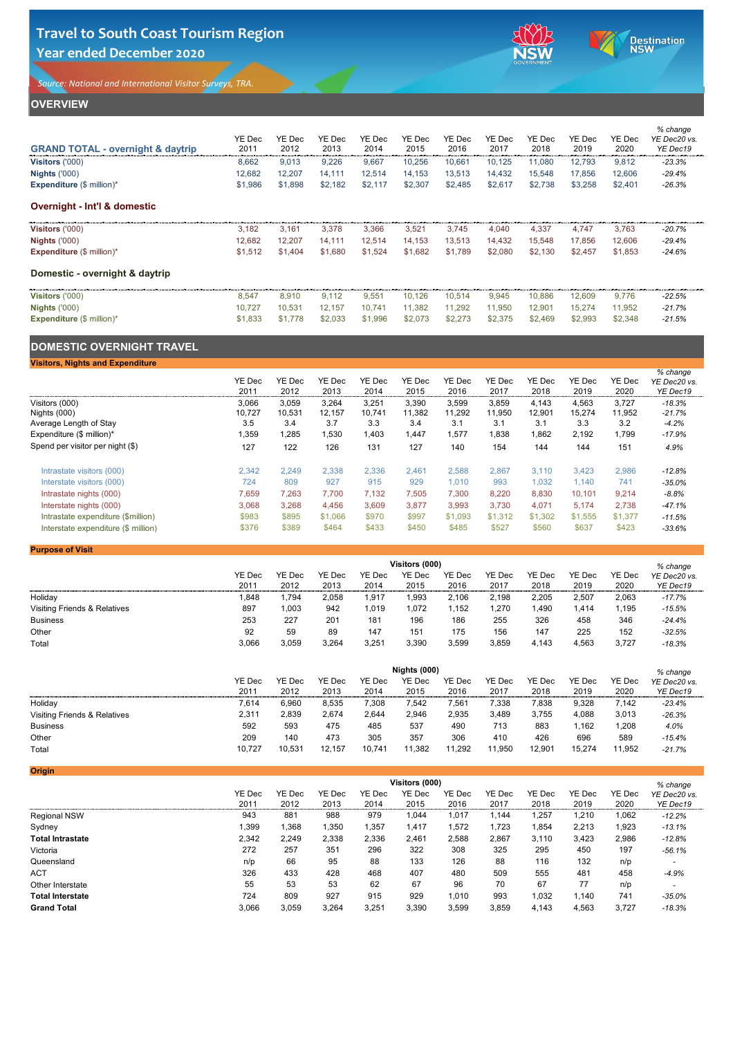# Travel to South Coast Tourism Region

## Year ended December 2020

*Source: National and International Visitor Surveys, TRA.*

## OVERVIEW

| GRAND TOTAL - overnight & daytrip | YE Dec 2011 | YE Dec 2012 | YE Dec 2013 | YE Dec 2014 | YE Dec 2015 | YE Dec 2016 | YE Dec 2017 | YE Dec 2018 | YE Dec 2019 | YE Dec 2020 | % change YE Dec20 vs. YE Dec19 |
|---|---|---|---|---|---|---|---|---|---|---|---|
| **Visitors** ('000) | 8,662 | 9,013 | 9,226 | 9,667 | 10,256 | 10,661 | 10,125 | 11,080 | 12,793 | 9,812 | *-23.3%* |
| **Nights** ('000) | 12,682 | 12,207 | 14,111 | 12,514 | 14,153 | 13,513 | 14,432 | 15,548 | 17,856 | 12,606 | *-29.4%* |
| **Expenditure** ($ million)* | $1,986 | $1,898 | $2,182 | $2,117 | $2,307 | $2,485 | $2,617 | $2,738 | $3,258 | $2,401 | *-26.3%* |

### Overnight - Int'l & domestic

| | | | | | | | | | | | |
|---|---|---|---|---|---|---|---|---|---|---|---|
| **Visitors** ('000) | 3,182 | 3,161 | 3,378 | 3,366 | 3,521 | 3,745 | 4,040 | 4,337 | 4,747 | 3,763 | *-20.7%* |
| **Nights** ('000) | 12,682 | 12,207 | 14,111 | 12,514 | 14,153 | 13,513 | 14,432 | 15,548 | 17,856 | 12,606 | *-29.4%* |
| **Expenditure** ($ million)* | $1,512 | $1,404 | $1,680 | $1,524 | $1,682 | $1,789 | $2,080 | $2,130 | $2,457 | $1,853 | *-24.6%* |

### Domestic - overnight & daytrip

| | | | | | | | | | | | |
|---|---|---|---|---|---|---|---|---|---|---|---|
| **Visitors** ('000) | 8,547 | 8,910 | 9,112 | 9,551 | 10,126 | 10,514 | 9,945 | 10,886 | 12,609 | 9,776 | *-22.5%* |
| **Nights** ('000) | 10,727 | 10,531 | 12,157 | 10,741 | 11,382 | 11,292 | 11,950 | 12,901 | 15,274 | 11,952 | *-21.7%* |
| **Expenditure** ($ million)* | $1,833 | $1,778 | $2,033 | $1,996 | $2,073 | $2,273 | $2,375 | $2,469 | $2,993 | $2,348 | *-21.5%* |

## DOMESTIC OVERNIGHT TRAVEL

### Visitors, Nights and Expenditure

| | YE Dec 2011 | YE Dec 2012 | YE Dec 2013 | YE Dec 2014 | YE Dec 2015 | YE Dec 2016 | YE Dec 2017 | YE Dec 2018 | YE Dec 2019 | YE Dec 2020 | % change YE Dec20 vs. YE Dec19 |
|---|---|---|---|---|---|---|---|---|---|---|---|
| Visitors (000) | 3,066 | 3,059 | 3,264 | 3,251 | 3,390 | 3,599 | 3,859 | 4,143 | 4,563 | 3,727 | *-18.3%* |
| Nights (000) | 10,727 | 10,531 | 12,157 | 10,741 | 11,382 | 11,292 | 11,950 | 12,901 | 15,274 | 11,952 | *-21.7%* |
| Average Length of Stay | 3.5 | 3.4 | 3.7 | 3.3 | 3.4 | 3.1 | 3.1 | 3.1 | 3.3 | 3.2 | *-4.2%* |
| Expenditure ($ million)* | 1,359 | 1,285 | 1,530 | 1,403 | 1,447 | 1,577 | 1,838 | 1,862 | 2,192 | 1,799 | *-17.9%* |
| Spend per visitor per night ($) | 127 | 122 | 126 | 131 | 127 | 140 | 154 | 144 | 144 | 151 | *4.9%* |
| Intrastate visitors (000) | 2,342 | 2,249 | 2,338 | 2,336 | 2,461 | 2,588 | 2,867 | 3,110 | 3,423 | 2,986 | *-12.8%* |
| Interstate visitors (000) | 724 | 809 | 927 | 915 | 929 | 1,010 | 993 | 1,032 | 1,140 | 741 | *-35.0%* |
| Intrastate nights (000) | 7,659 | 7,263 | 7,700 | 7,132 | 7,505 | 7,300 | 8,220 | 8,830 | 10,101 | 9,214 | *-8.8%* |
| Interstate nights (000) | 3,068 | 3,268 | 4,456 | 3,609 | 3,877 | 3,993 | 3,730 | 4,071 | 5,174 | 2,738 | *-47.1%* |
| Intrastate expenditure ($million) | $983 | $895 | $1,066 | $970 | $997 | $1,093 | $1,312 | $1,302 | $1,555 | $1,377 | *-11.5%* |
| Interstate expenditure ($ million) | $376 | $389 | $464 | $433 | $450 | $485 | $527 | $560 | $637 | $423 | *-33.6%* |

### Purpose of Visit

| Visitors (000) | YE Dec 2011 | YE Dec 2012 | YE Dec 2013 | YE Dec 2014 | YE Dec 2015 | YE Dec 2016 | YE Dec 2017 | YE Dec 2018 | YE Dec 2019 | YE Dec 2020 | % change YE Dec20 vs. YE Dec19 |
|---|---|---|---|---|---|---|---|---|---|---|---|
| Holiday | 1,848 | 1,794 | 2,058 | 1,917 | 1,993 | 2,106 | 2,198 | 2,205 | 2,507 | 2,063 | *-17.7%* |
| Visiting Friends & Relatives | 897 | 1,003 | 942 | 1,019 | 1,072 | 1,152 | 1,270 | 1,490 | 1,414 | 1,195 | *-15.5%* |
| Business | 253 | 227 | 201 | 181 | 196 | 186 | 255 | 326 | 458 | 346 | *-24.4%* |
| Other | 92 | 59 | 89 | 147 | 151 | 175 | 156 | 147 | 225 | 152 | *-32.5%* |
| Total | 3,066 | 3,059 | 3,264 | 3,251 | 3,390 | 3,599 | 3,859 | 4,143 | 4,563 | 3,727 | *-18.3%* |

| Nights (000) | YE Dec 2011 | YE Dec 2012 | YE Dec 2013 | YE Dec 2014 | YE Dec 2015 | YE Dec 2016 | YE Dec 2017 | YE Dec 2018 | YE Dec 2019 | YE Dec 2020 | % change YE Dec20 vs. YE Dec19 |
|---|---|---|---|---|---|---|---|---|---|---|---|
| Holiday | 7,614 | 6,960 | 8,535 | 7,308 | 7,542 | 7,561 | 7,338 | 7,838 | 9,328 | 7,142 | *-23.4%* |
| Visiting Friends & Relatives | 2,311 | 2,839 | 2,674 | 2,644 | 2,946 | 2,935 | 3,489 | 3,755 | 4,088 | 3,013 | *-26.3%* |
| Business | 592 | 593 | 475 | 485 | 537 | 490 | 713 | 883 | 1,162 | 1,208 | *4.0%* |
| Other | 209 | 140 | 473 | 305 | 357 | 306 | 410 | 426 | 696 | 589 | *-15.4%* |
| Total | 10,727 | 10,531 | 12,157 | 10,741 | 11,382 | 11,292 | 11,950 | 12,901 | 15,274 | 11,952 | *-21.7%* |

### Origin

| Visitors (000) | YE Dec 2011 | YE Dec 2012 | YE Dec 2013 | YE Dec 2014 | YE Dec 2015 | YE Dec 2016 | YE Dec 2017 | YE Dec 2018 | YE Dec 2019 | YE Dec 2020 | % change YE Dec20 vs. YE Dec19 |
|---|---|---|---|---|---|---|---|---|---|---|---|
| Regional NSW | 943 | 881 | 988 | 979 | 1,044 | 1,017 | 1,144 | 1,257 | 1,210 | 1,062 | *-12.2%* |
| Sydney | 1,399 | 1,368 | 1,350 | 1,357 | 1,417 | 1,572 | 1,723 | 1,854 | 2,213 | 1,923 | *-13.1%* |
| **Total Intrastate** | 2,342 | 2,249 | 2,338 | 2,336 | 2,461 | 2,588 | 2,867 | 3,110 | 3,423 | 2,986 | *-12.8%* |
| Victoria | 272 | 257 | 351 | 296 | 322 | 308 | 325 | 295 | 450 | 197 | *-56.1%* |
| Queensland | n/p | 66 | 95 | 88 | 133 | 126 | 88 | 116 | 132 | n/p | - |
| ACT | 326 | 433 | 428 | 468 | 407 | 480 | 509 | 555 | 481 | 458 | *-4.9%* |
| Other Interstate | 55 | 53 | 53 | 62 | 67 | 96 | 70 | 67 | 77 | n/p | - |
| **Total Interstate** | 724 | 809 | 927 | 915 | 929 | 1,010 | 993 | 1,032 | 1,140 | 741 | *-35.0%* |
| **Grand Total** | 3,066 | 3,059 | 3,264 | 3,251 | 3,390 | 3,599 | 3,859 | 4,143 | 4,563 | 3,727 | *-18.3%* |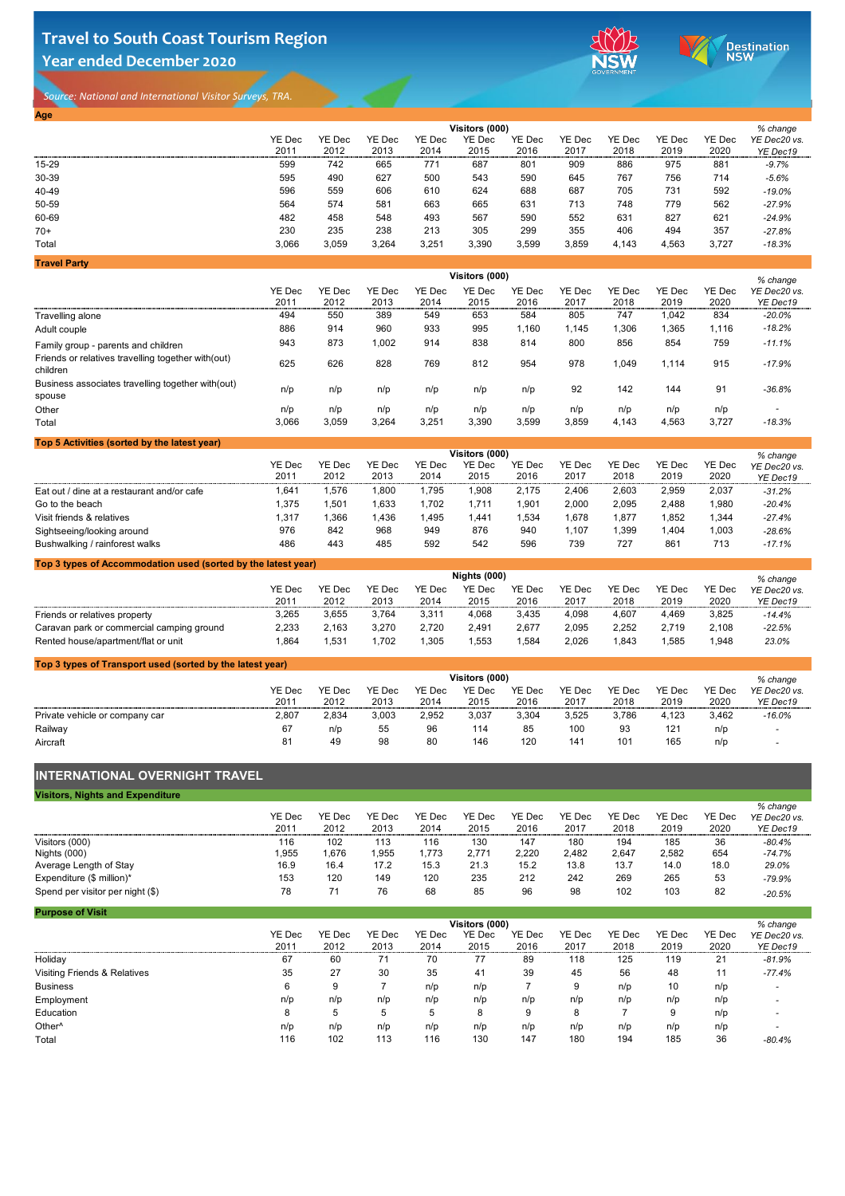# Travel to South Coast Tourism Region
## Year ended December 2020

*Source: National and International Visitor Surveys, TRA.*

### Age

| | Visitors (000) | | | | | | | | | | % change |
|---|---|---|---|---|---|---|---|---|---|---|---|
| | YE Dec 2011 | YE Dec 2012 | YE Dec 2013 | YE Dec 2014 | YE Dec 2015 | YE Dec 2016 | YE Dec 2017 | YE Dec 2018 | YE Dec 2019 | YE Dec 2020 | YE Dec20 vs. YE Dec19 |
| 15-29 | 599 | 742 | 665 | 771 | 687 | 801 | 909 | 886 | 975 | 881 | -9.7% |
| 30-39 | 595 | 490 | 627 | 500 | 543 | 590 | 645 | 767 | 756 | 714 | -5.6% |
| 40-49 | 596 | 559 | 606 | 610 | 624 | 688 | 687 | 705 | 731 | 592 | -19.0% |
| 50-59 | 564 | 574 | 581 | 663 | 665 | 631 | 713 | 748 | 779 | 562 | -27.9% |
| 60-69 | 482 | 458 | 548 | 493 | 567 | 590 | 552 | 631 | 827 | 621 | -24.9% |
| 70+ | 230 | 235 | 238 | 213 | 305 | 299 | 355 | 406 | 494 | 357 | -27.8% |
| Total | 3,066 | 3,059 | 3,264 | 3,251 | 3,390 | 3,599 | 3,859 | 4,143 | 4,563 | 3,727 | -18.3% |

### Travel Party

| | Visitors (000) | | | | | | | | | | % change |
|---|---|---|---|---|---|---|---|---|---|---|---|
| | YE Dec 2011 | YE Dec 2012 | YE Dec 2013 | YE Dec 2014 | YE Dec 2015 | YE Dec 2016 | YE Dec 2017 | YE Dec 2018 | YE Dec 2019 | YE Dec 2020 | YE Dec20 vs. YE Dec19 |
| Travelling alone | 494 | 550 | 389 | 549 | 653 | 584 | 805 | 747 | 1,042 | 834 | -20.0% |
| Adult couple | 886 | 914 | 960 | 933 | 995 | 1,160 | 1,145 | 1,306 | 1,365 | 1,116 | -18.2% |
| Family group - parents and children | 943 | 873 | 1,002 | 914 | 838 | 814 | 800 | 856 | 854 | 759 | -11.1% |
| Friends or relatives travelling together with(out) children | 625 | 626 | 828 | 769 | 812 | 954 | 978 | 1,049 | 1,114 | 915 | -17.9% |
| Business associates travelling together with(out) spouse | n/p | n/p | n/p | n/p | n/p | n/p | 92 | 142 | 144 | 91 | -36.8% |
| Other | n/p | n/p | n/p | n/p | n/p | n/p | n/p | n/p | n/p | n/p | - |
| Total | 3,066 | 3,059 | 3,264 | 3,251 | 3,390 | 3,599 | 3,859 | 4,143 | 4,563 | 3,727 | -18.3% |

### Top 5 Activities (sorted by the latest year)

| | Visitors (000) | | | | | | | | | | % change |
|---|---|---|---|---|---|---|---|---|---|---|---|
| | YE Dec 2011 | YE Dec 2012 | YE Dec 2013 | YE Dec 2014 | YE Dec 2015 | YE Dec 2016 | YE Dec 2017 | YE Dec 2018 | YE Dec 2019 | YE Dec 2020 | YE Dec20 vs. YE Dec19 |
| Eat out / dine at a restaurant and/or cafe | 1,641 | 1,576 | 1,800 | 1,795 | 1,908 | 2,175 | 2,406 | 2,603 | 2,959 | 2,037 | -31.2% |
| Go to the beach | 1,375 | 1,501 | 1,633 | 1,702 | 1,711 | 1,901 | 2,000 | 2,095 | 2,488 | 1,980 | -20.4% |
| Visit friends & relatives | 1,317 | 1,366 | 1,436 | 1,495 | 1,441 | 1,534 | 1,678 | 1,877 | 1,852 | 1,344 | -27.4% |
| Sightseeing/looking around | 976 | 842 | 968 | 949 | 876 | 940 | 1,107 | 1,399 | 1,404 | 1,003 | -28.6% |
| Bushwalking / rainforest walks | 486 | 443 | 485 | 592 | 542 | 596 | 739 | 727 | 861 | 713 | -17.1% |

### Top 3 types of Accommodation used (sorted by the latest year)

| | Nights (000) | | | | | | | | | | % change |
|---|---|---|---|---|---|---|---|---|---|---|---|
| | YE Dec 2011 | YE Dec 2012 | YE Dec 2013 | YE Dec 2014 | YE Dec 2015 | YE Dec 2016 | YE Dec 2017 | YE Dec 2018 | YE Dec 2019 | YE Dec 2020 | YE Dec20 vs. YE Dec19 |
| Friends or relatives property | 3,265 | 3,655 | 3,764 | 3,311 | 4,068 | 3,435 | 4,098 | 4,607 | 4,469 | 3,825 | -14.4% |
| Caravan park or commercial camping ground | 2,233 | 2,163 | 3,270 | 2,720 | 2,491 | 2,677 | 2,095 | 2,252 | 2,719 | 2,108 | -22.5% |
| Rented house/apartment/flat or unit | 1,864 | 1,531 | 1,702 | 1,305 | 1,553 | 1,584 | 2,026 | 1,843 | 1,585 | 1,948 | 23.0% |

### Top 3 types of Transport used (sorted by the latest year)

| | Visitors (000) | | | | | | | | | | % change |
|---|---|---|---|---|---|---|---|---|---|---|---|
| | YE Dec 2011 | YE Dec 2012 | YE Dec 2013 | YE Dec 2014 | YE Dec 2015 | YE Dec 2016 | YE Dec 2017 | YE Dec 2018 | YE Dec 2019 | YE Dec 2020 | YE Dec20 vs. YE Dec19 |
| Private vehicle or company car | 2,807 | 2,834 | 3,003 | 2,952 | 3,037 | 3,304 | 3,525 | 3,786 | 4,123 | 3,462 | -16.0% |
| Railway | 67 | n/p | 55 | 96 | 114 | 85 | 100 | 93 | 121 | n/p | - |
| Aircraft | 81 | 49 | 98 | 80 | 146 | 120 | 141 | 101 | 165 | n/p | - |

## INTERNATIONAL OVERNIGHT TRAVEL

### Visitors, Nights and Expenditure

| | YE Dec 2011 | YE Dec 2012 | YE Dec 2013 | YE Dec 2014 | YE Dec 2015 | YE Dec 2016 | YE Dec 2017 | YE Dec 2018 | YE Dec 2019 | YE Dec 2020 | % change YE Dec20 vs. YE Dec19 |
|---|---|---|---|---|---|---|---|---|---|---|---|
| Visitors (000) | 116 | 102 | 113 | 116 | 130 | 147 | 180 | 194 | 185 | 36 | -80.4% |
| Nights (000) | 1,955 | 1,676 | 1,955 | 1,773 | 2,771 | 2,220 | 2,482 | 2,647 | 2,582 | 654 | -74.7% |
| Average Length of Stay | 16.9 | 16.4 | 17.2 | 15.3 | 21.3 | 15.2 | 13.8 | 13.7 | 14.0 | 18.0 | 29.0% |
| Expenditure ($ million)* | 153 | 120 | 149 | 120 | 235 | 212 | 242 | 269 | 265 | 53 | -79.9% |
| Spend per visitor per night ($) | 78 | 71 | 76 | 68 | 85 | 96 | 98 | 102 | 103 | 82 | -20.5% |

### Purpose of Visit

| | Visitors (000) | | | | | | | | | | % change |
|---|---|---|---|---|---|---|---|---|---|---|---|
| | YE Dec 2011 | YE Dec 2012 | YE Dec 2013 | YE Dec 2014 | YE Dec 2015 | YE Dec 2016 | YE Dec 2017 | YE Dec 2018 | YE Dec 2019 | YE Dec 2020 | YE Dec20 vs. YE Dec19 |
| Holiday | 67 | 60 | 71 | 70 | 77 | 89 | 118 | 125 | 119 | 21 | -81.9% |
| Visiting Friends & Relatives | 35 | 27 | 30 | 35 | 41 | 39 | 45 | 56 | 48 | 11 | -77.4% |
| Business | 6 | 9 | 7 | n/p | n/p | 7 | 9 | n/p | 10 | n/p | - |
| Employment | n/p | n/p | n/p | n/p | n/p | n/p | n/p | n/p | n/p | n/p | - |
| Education | 8 | 5 | 5 | 5 | 8 | 9 | 8 | 7 | 9 | n/p | - |
| Other^ | n/p | n/p | n/p | n/p | n/p | n/p | n/p | n/p | n/p | n/p | - |
| Total | 116 | 102 | 113 | 116 | 130 | 147 | 180 | 194 | 185 | 36 | -80.4% |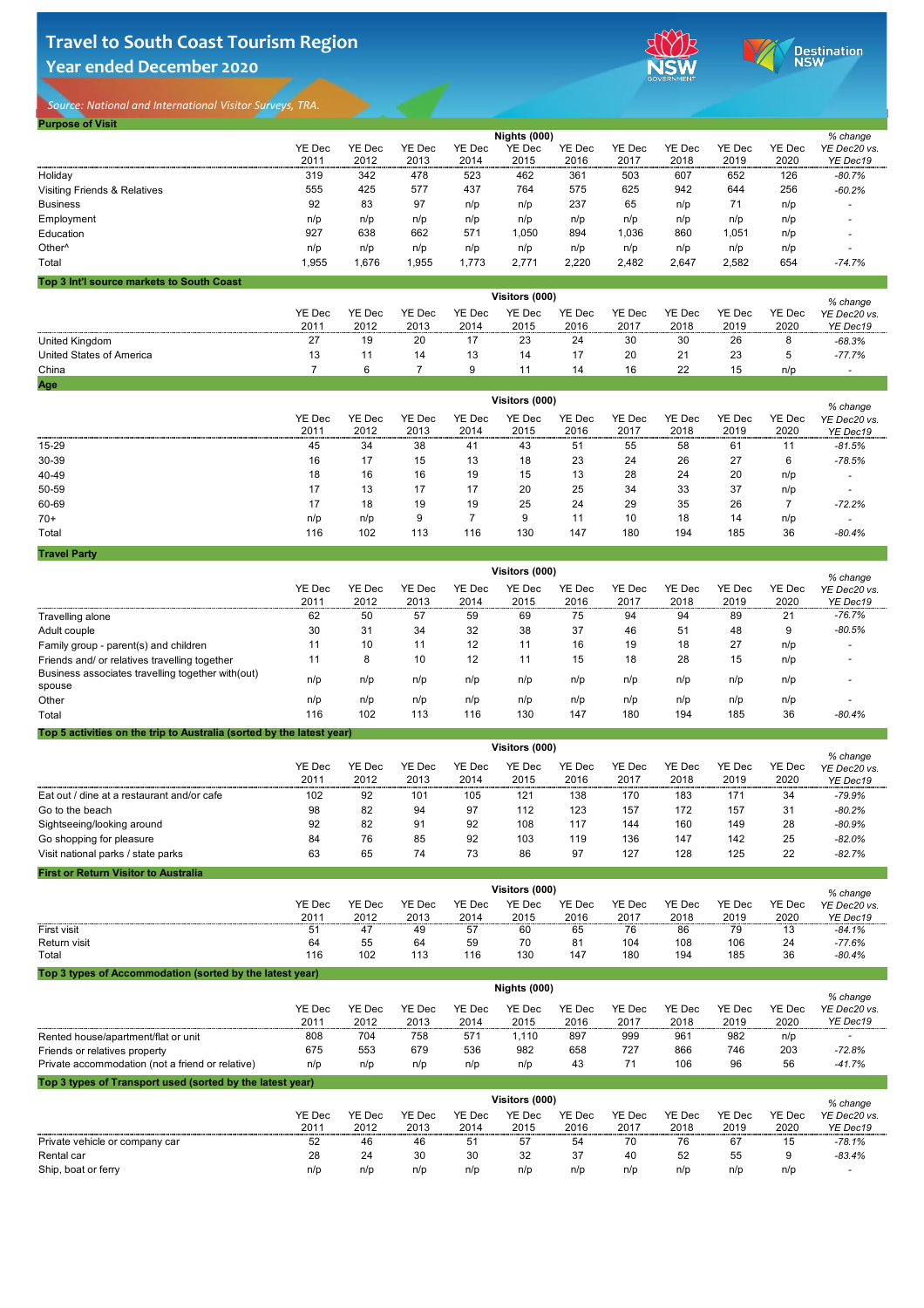# Travel to South Coast Tourism Region
## Year ended December 2020

*Source: National and International Visitor Surveys, TRA.*

### Purpose of Visit

| | Nights (000) | | | | | | | | | | % change |
|---|---|---|---|---|---|---|---|---|---|---|---|
| | YE Dec 2011 | YE Dec 2012 | YE Dec 2013 | YE Dec 2014 | YE Dec 2015 | YE Dec 2016 | YE Dec 2017 | YE Dec 2018 | YE Dec 2019 | YE Dec 2020 | *YE Dec20 vs. YE Dec19* |
| Holiday | 319 | 342 | 478 | 523 | 462 | 361 | 503 | 607 | 652 | 126 | *-80.7%* |
| Visiting Friends & Relatives | 555 | 425 | 577 | 437 | 764 | 575 | 625 | 942 | 644 | 256 | *-60.2%* |
| Business | 92 | 83 | 97 | n/p | n/p | 237 | 65 | n/p | 71 | n/p | - |
| Employment | n/p | n/p | n/p | n/p | n/p | n/p | n/p | n/p | n/p | n/p | - |
| Education | 927 | 638 | 662 | 571 | 1,050 | 894 | 1,036 | 860 | 1,051 | n/p | - |
| Other^ | n/p | n/p | n/p | n/p | n/p | n/p | n/p | n/p | n/p | n/p | - |
| Total | 1,955 | 1,676 | 1,955 | 1,773 | 2,771 | 2,220 | 2,482 | 2,647 | 2,582 | 654 | *-74.7%* |

### Top 3 Int'l source markets to South Coast

| | Visitors (000) | | | | | | | | | | % change |
|---|---|---|---|---|---|---|---|---|---|---|---|
| | YE Dec 2011 | YE Dec 2012 | YE Dec 2013 | YE Dec 2014 | YE Dec 2015 | YE Dec 2016 | YE Dec 2017 | YE Dec 2018 | YE Dec 2019 | YE Dec 2020 | *YE Dec20 vs. YE Dec19* |
| United Kingdom | 27 | 19 | 20 | 17 | 23 | 24 | 30 | 30 | 26 | 8 | *-68.3%* |
| United States of America | 13 | 11 | 14 | 13 | 14 | 17 | 20 | 21 | 23 | 5 | *-77.7%* |
| China | 7 | 6 | 7 | 9 | 11 | 14 | 16 | 22 | 15 | n/p | - |

### Age

| | Visitors (000) | | | | | | | | | | % change |
|---|---|---|---|---|---|---|---|---|---|---|---|
| | YE Dec 2011 | YE Dec 2012 | YE Dec 2013 | YE Dec 2014 | YE Dec 2015 | YE Dec 2016 | YE Dec 2017 | YE Dec 2018 | YE Dec 2019 | YE Dec 2020 | *YE Dec20 vs. YE Dec19* |
| 15-29 | 45 | 34 | 38 | 41 | 43 | 51 | 55 | 58 | 61 | 11 | *-81.5%* |
| 30-39 | 16 | 17 | 15 | 13 | 18 | 23 | 24 | 26 | 27 | 6 | *-78.5%* |
| 40-49 | 18 | 16 | 16 | 19 | 15 | 13 | 28 | 24 | 20 | n/p | - |
| 50-59 | 17 | 13 | 17 | 17 | 20 | 25 | 34 | 33 | 37 | n/p | - |
| 60-69 | 17 | 18 | 19 | 19 | 25 | 24 | 29 | 35 | 26 | 7 | *-72.2%* |
| 70+ | n/p | n/p | 9 | 7 | 9 | 11 | 10 | 18 | 14 | n/p | - |
| Total | 116 | 102 | 113 | 116 | 130 | 147 | 180 | 194 | 185 | 36 | *-80.4%* |

### Travel Party

| | Visitors (000) | | | | | | | | | | % change |
|---|---|---|---|---|---|---|---|---|---|---|---|
| | YE Dec 2011 | YE Dec 2012 | YE Dec 2013 | YE Dec 2014 | YE Dec 2015 | YE Dec 2016 | YE Dec 2017 | YE Dec 2018 | YE Dec 2019 | YE Dec 2020 | *YE Dec20 vs. YE Dec19* |
| Travelling alone | 62 | 50 | 57 | 59 | 69 | 75 | 94 | 94 | 89 | 21 | *-76.7%* |
| Adult couple | 30 | 31 | 34 | 32 | 38 | 37 | 46 | 51 | 48 | 9 | *-80.5%* |
| Family group - parent(s) and children | 11 | 10 | 11 | 12 | 11 | 16 | 19 | 18 | 27 | n/p | - |
| Friends and/ or relatives travelling together | 11 | 8 | 10 | 12 | 11 | 15 | 18 | 28 | 15 | n/p | - |
| Business associates travelling together with(out) spouse | n/p | n/p | n/p | n/p | n/p | n/p | n/p | n/p | n/p | n/p | - |
| Other | n/p | n/p | n/p | n/p | n/p | n/p | n/p | n/p | n/p | n/p | - |
| Total | 116 | 102 | 113 | 116 | 130 | 147 | 180 | 194 | 185 | 36 | *-80.4%* |

### Top 5 activities on the trip to Australia (sorted by the latest year)

| | Visitors (000) | | | | | | | | | | % change |
|---|---|---|---|---|---|---|---|---|---|---|---|
| | YE Dec 2011 | YE Dec 2012 | YE Dec 2013 | YE Dec 2014 | YE Dec 2015 | YE Dec 2016 | YE Dec 2017 | YE Dec 2018 | YE Dec 2019 | YE Dec 2020 | *YE Dec20 vs. YE Dec19* |
| Eat out / dine at a restaurant and/or cafe | 102 | 92 | 101 | 105 | 121 | 138 | 170 | 183 | 171 | 34 | *-79.9%* |
| Go to the beach | 98 | 82 | 94 | 97 | 112 | 123 | 157 | 172 | 157 | 31 | *-80.2%* |
| Sightseeing/looking around | 92 | 82 | 91 | 92 | 108 | 117 | 144 | 160 | 149 | 28 | *-80.9%* |
| Go shopping for pleasure | 84 | 76 | 85 | 92 | 103 | 119 | 136 | 147 | 142 | 25 | *-82.0%* |
| Visit national parks / state parks | 63 | 65 | 74 | 73 | 86 | 97 | 127 | 128 | 125 | 22 | *-82.7%* |

### First or Return Visitor to Australia

| | Visitors (000) | | | | | | | | | | % change |
|---|---|---|---|---|---|---|---|---|---|---|---|
| | YE Dec 2011 | YE Dec 2012 | YE Dec 2013 | YE Dec 2014 | YE Dec 2015 | YE Dec 2016 | YE Dec 2017 | YE Dec 2018 | YE Dec 2019 | YE Dec 2020 | *YE Dec20 vs. YE Dec19* |
| First visit | 51 | 47 | 49 | 57 | 60 | 65 | 76 | 86 | 79 | 13 | *-84.1%* |
| Return visit | 64 | 55 | 64 | 59 | 70 | 81 | 104 | 108 | 106 | 24 | *-77.6%* |
| Total | 116 | 102 | 113 | 116 | 130 | 147 | 180 | 194 | 185 | 36 | *-80.4%* |

### Top 3 types of Accommodation (sorted by the latest year)

| | Nights (000) | | | | | | | | | | % change |
|---|---|---|---|---|---|---|---|---|---|---|---|
| | YE Dec 2011 | YE Dec 2012 | YE Dec 2013 | YE Dec 2014 | YE Dec 2015 | YE Dec 2016 | YE Dec 2017 | YE Dec 2018 | YE Dec 2019 | YE Dec 2020 | *YE Dec20 vs. YE Dec19* |
| Rented house/apartment/flat or unit | 808 | 704 | 758 | 571 | 1,110 | 897 | 999 | 961 | 982 | n/p | - |
| Friends or relatives property | 675 | 553 | 679 | 536 | 982 | 658 | 727 | 866 | 746 | 203 | *-72.8%* |
| Private accommodation (not a friend or relative) | n/p | n/p | n/p | n/p | n/p | 43 | 71 | 106 | 96 | 56 | *-41.7%* |

### Top 3 types of Transport used (sorted by the latest year)

| | Visitors (000) | | | | | | | | | | % change |
|---|---|---|---|---|---|---|---|---|---|---|---|
| | YE Dec 2011 | YE Dec 2012 | YE Dec 2013 | YE Dec 2014 | YE Dec 2015 | YE Dec 2016 | YE Dec 2017 | YE Dec 2018 | YE Dec 2019 | YE Dec 2020 | *YE Dec20 vs. YE Dec19* |
| Private vehicle or company car | 52 | 46 | 46 | 51 | 57 | 54 | 70 | 76 | 67 | 15 | *-78.1%* |
| Rental car | 28 | 24 | 30 | 30 | 32 | 37 | 40 | 52 | 55 | 9 | *-83.4%* |
| Ship, boat or ferry | n/p | n/p | n/p | n/p | n/p | n/p | n/p | n/p | n/p | n/p | - |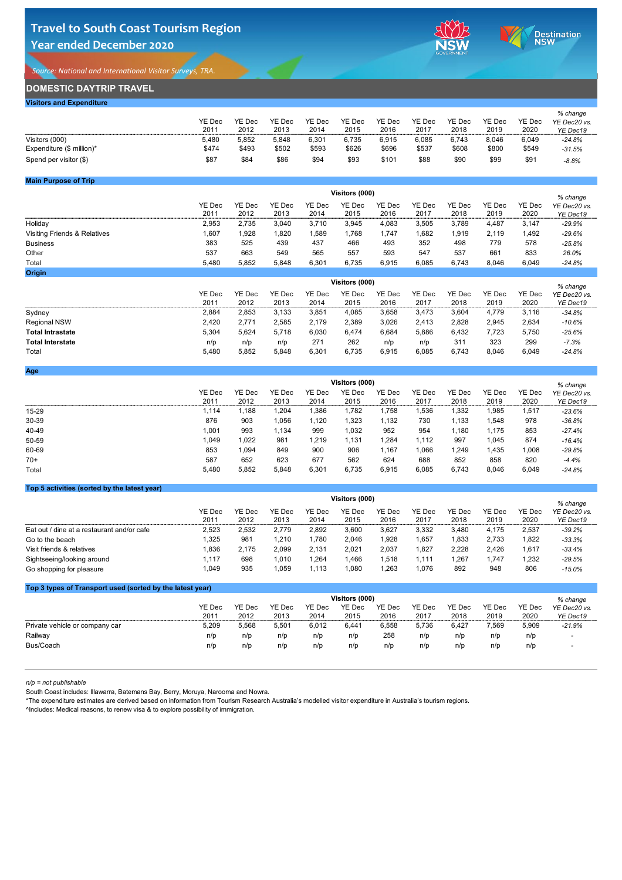# Travel to South Coast Tourism Region

## Year ended December 2020

*Source: National and International Visitor Surveys, TRA.*

## DOMESTIC DAYTRIP TRAVEL

### Visitors and Expenditure

| | YE Dec 2011 | YE Dec 2012 | YE Dec 2013 | YE Dec 2014 | YE Dec 2015 | YE Dec 2016 | YE Dec 2017 | YE Dec 2018 | YE Dec 2019 | YE Dec 2020 | *% change YE Dec20 vs. YE Dec19* |
|---|---|---|---|---|---|---|---|---|---|---|---|
| Visitors (000) | 5,480 | 5,852 | 5,848 | 6,301 | 6,735 | 6,915 | 6,085 | 6,743 | 8,046 | 6,049 | *-24.8%* |
| Expenditure ($ million)* | $474 | $493 | $502 | $593 | $626 | $696 | $537 | $608 | $800 | $549 | *-31.5%* |
| Spend per visitor ($) | $87 | $84 | $86 | $94 | $93 | $101 | $88 | $90 | $99 | $91 | *-8.8%* |

### Main Purpose of Trip

| | Visitors (000) | | | | | | | | | | |
|---|---|---|---|---|---|---|---|---|---|---|---|
| | YE Dec 2011 | YE Dec 2012 | YE Dec 2013 | YE Dec 2014 | YE Dec 2015 | YE Dec 2016 | YE Dec 2017 | YE Dec 2018 | YE Dec 2019 | YE Dec 2020 | *% change YE Dec20 vs. YE Dec19* |
| Holiday | 2,953 | 2,735 | 3,040 | 3,710 | 3,945 | 4,083 | 3,505 | 3,789 | 4,487 | 3,147 | *-29.9%* |
| Visiting Friends & Relatives | 1,607 | 1,928 | 1,820 | 1,589 | 1,768 | 1,747 | 1,682 | 1,919 | 2,119 | 1,492 | *-29.6%* |
| Business | 383 | 525 | 439 | 437 | 466 | 493 | 352 | 498 | 779 | 578 | *-25.8%* |
| Other | 537 | 663 | 549 | 565 | 557 | 593 | 547 | 537 | 661 | 833 | *26.0%* |
| Total | 5,480 | 5,852 | 5,848 | 6,301 | 6,735 | 6,915 | 6,085 | 6,743 | 8,046 | 6,049 | *-24.8%* |

### Origin

| | Visitors (000) | | | | | | | | | | |
|---|---|---|---|---|---|---|---|---|---|---|---|
| | YE Dec 2011 | YE Dec 2012 | YE Dec 2013 | YE Dec 2014 | YE Dec 2015 | YE Dec 2016 | YE Dec 2017 | YE Dec 2018 | YE Dec 2019 | YE Dec 2020 | *% change YE Dec20 vs. YE Dec19* |
| Sydney | 2,884 | 2,853 | 3,133 | 3,851 | 4,085 | 3,658 | 3,473 | 3,604 | 4,779 | 3,116 | *-34.8%* |
| Regional NSW | 2,420 | 2,771 | 2,585 | 2,179 | 2,389 | 3,026 | 2,413 | 2,828 | 2,945 | 2,634 | *-10.6%* |
| **Total Intrastate** | 5,304 | 5,624 | 5,718 | 6,030 | 6,474 | 6,684 | 5,886 | 6,432 | 7,723 | 5,750 | *-25.6%* |
| **Total Interstate** | n/p | n/p | n/p | 271 | 262 | n/p | n/p | 311 | 323 | 299 | *-7.3%* |
| Total | 5,480 | 5,852 | 5,848 | 6,301 | 6,735 | 6,915 | 6,085 | 6,743 | 8,046 | 6,049 | *-24.8%* |

### Age

| | Visitors (000) | | | | | | | | | | |
|---|---|---|---|---|---|---|---|---|---|---|---|
| | YE Dec 2011 | YE Dec 2012 | YE Dec 2013 | YE Dec 2014 | YE Dec 2015 | YE Dec 2016 | YE Dec 2017 | YE Dec 2018 | YE Dec 2019 | YE Dec 2020 | *% change YE Dec20 vs. YE Dec19* |
| 15-29 | 1,114 | 1,188 | 1,204 | 1,386 | 1,782 | 1,758 | 1,536 | 1,332 | 1,985 | 1,517 | *-23.6%* |
| 30-39 | 876 | 903 | 1,056 | 1,120 | 1,323 | 1,132 | 730 | 1,133 | 1,548 | 978 | *-36.8%* |
| 40-49 | 1,001 | 993 | 1,134 | 999 | 1,032 | 952 | 954 | 1,180 | 1,175 | 853 | *-27.4%* |
| 50-59 | 1,049 | 1,022 | 981 | 1,219 | 1,131 | 1,284 | 1,112 | 997 | 1,045 | 874 | *-16.4%* |
| 60-69 | 853 | 1,094 | 849 | 900 | 906 | 1,167 | 1,066 | 1,249 | 1,435 | 1,008 | *-29.8%* |
| 70+ | 587 | 652 | 623 | 677 | 562 | 624 | 688 | 852 | 858 | 820 | *-4.4%* |
| Total | 5,480 | 5,852 | 5,848 | 6,301 | 6,735 | 6,915 | 6,085 | 6,743 | 8,046 | 6,049 | *-24.8%* |

### Top 5 activities (sorted by the latest year)

| | Visitors (000) | | | | | | | | | | |
|---|---|---|---|---|---|---|---|---|---|---|---|
| | YE Dec 2011 | YE Dec 2012 | YE Dec 2013 | YE Dec 2014 | YE Dec 2015 | YE Dec 2016 | YE Dec 2017 | YE Dec 2018 | YE Dec 2019 | YE Dec 2020 | *% change YE Dec20 vs. YE Dec19* |
| Eat out / dine at a restaurant and/or cafe | 2,523 | 2,532 | 2,779 | 2,892 | 3,600 | 3,627 | 3,332 | 3,480 | 4,175 | 2,537 | *-39.2%* |
| Go to the beach | 1,325 | 981 | 1,210 | 1,780 | 2,046 | 1,928 | 1,657 | 1,833 | 2,733 | 1,822 | *-33.3%* |
| Visit friends & relatives | 1,836 | 2,175 | 2,099 | 2,131 | 2,021 | 2,037 | 1,827 | 2,228 | 2,426 | 1,617 | *-33.4%* |
| Sightseeing/looking around | 1,117 | 698 | 1,010 | 1,264 | 1,466 | 1,518 | 1,111 | 1,267 | 1,747 | 1,232 | *-29.5%* |
| Go shopping for pleasure | 1,049 | 935 | 1,059 | 1,113 | 1,080 | 1,263 | 1,076 | 892 | 948 | 806 | *-15.0%* |

### Top 3 types of Transport used (sorted by the latest year)

| | Visitors (000) | | | | | | | | | | |
|---|---|---|---|---|---|---|---|---|---|---|---|
| | YE Dec 2011 | YE Dec 2012 | YE Dec 2013 | YE Dec 2014 | YE Dec 2015 | YE Dec 2016 | YE Dec 2017 | YE Dec 2018 | YE Dec 2019 | YE Dec 2020 | *% change YE Dec20 vs. YE Dec19* |
| Private vehicle or company car | 5,209 | 5,568 | 5,501 | 6,012 | 6,441 | 6,558 | 5,736 | 6,427 | 7,569 | 5,909 | *-21.9%* |
| Railway | n/p | n/p | n/p | n/p | n/p | 258 | n/p | n/p | n/p | n/p | - |
| Bus/Coach | n/p | n/p | n/p | n/p | n/p | n/p | n/p | n/p | n/p | n/p | - |

*n/p = not publishable*

South Coast includes: Illawarra, Batemans Bay, Berry, Moruya, Narooma and Nowra.

*The expenditure estimates are derived based on information from Tourism Research Australia's modelled visitor expenditure in Australia's tourism regions.

^Includes: Medical reasons, to renew visa & to explore possibility of immigration.